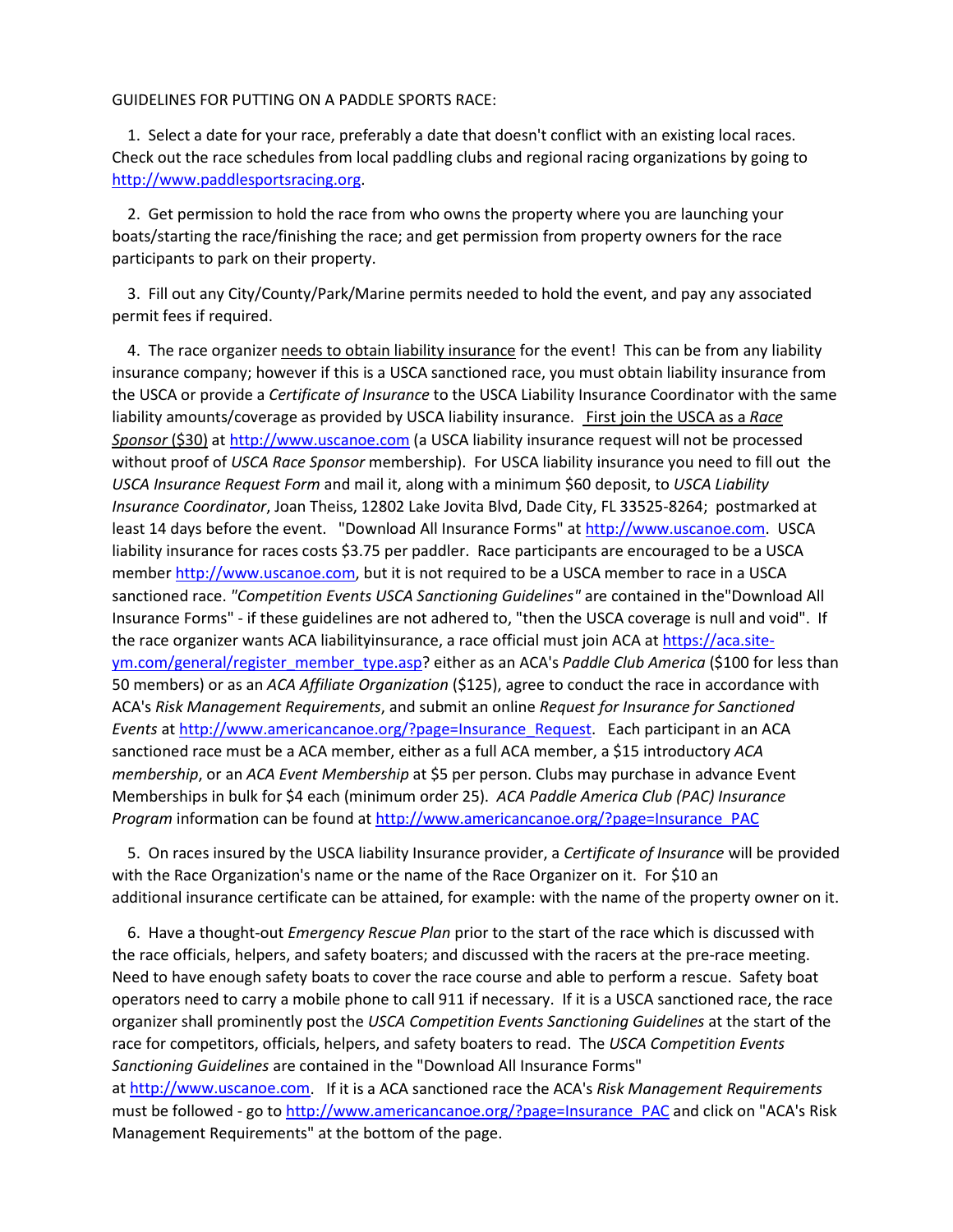GUIDELINES FOR PUTTING ON A PADDLE SPORTS RACE:

1. Select a date for your race, preferably a date that doesn't conflict with an existing local races. Check out the race schedules from local paddling clubs and regional racing organizations by going to http://www.paddlesportsracing.org.

2. Get permission to hold the race from who owns the property where you are launching your boats/starting the race/finishing the race; and get permission from property owners for the race participants to park on their property.

3. Fill out any City/County/Park/Marine permits needed to hold the event, and pay any associated permit fees if required.

4. The race organizer needs to obtain liability insurance for the event! This can be from any liability insurance company; however if this is a USCA sanctioned race, you must obtain liability insurance from the USCA or provide a *Certificate of Insurance* to the USCA Liability Insurance Coordinator with the same liability amounts/coverage as provided by USCA liability insurance. First join the USCA as a *Race Sponsor* ($30) at http://www.uscanoe.com (a USCA liability insurance request will not be processed without proof of *USCA Race Sponsor* membership). For USCA liability insurance you need to fill out the *USCA Insurance Request Form* and mail it, along with a minimum $60 deposit, to *USCA Liability Insurance Coordinator*, Joan Theiss, 12802 Lake Jovita Blvd, Dade City, FL 33525-8264; postmarked at least 14 days before the event. "Download All Insurance Forms" at http://www.uscanoe.com. USCA liability insurance for races costs $3.75 per paddler. Race participants are encouraged to be a USCA member http://www.uscanoe.com, but it is not required to be a USCA member to race in a USCA sanctioned race. *"Competition Events USCA Sanctioning Guidelines"* are contained in the"Download All Insurance Forms" - if these guidelines are not adhered to, "then the USCA coverage is null and void". If the race organizer wants ACA liabilityinsurance, a race official must join ACA at https://aca.site-ym.com/general/register_member_type.asp? either as an ACA's *Paddle Club America* ($100 for less than 50 members) or as an *ACA Affiliate Organization* ($125), agree to conduct the race in accordance with ACA's *Risk Management Requirements*, and submit an online *Request for Insurance for Sanctioned Events* at http://www.americancanoe.org/?page=Insurance_Request. Each participant in an ACA sanctioned race must be a ACA member, either as a full ACA member, a $15 introductory *ACA membership*, or an *ACA Event Membership* at $5 per person. Clubs may purchase in advance Event Memberships in bulk for $4 each (minimum order 25). *ACA Paddle America Club (PAC) Insurance Program* information can be found at http://www.americancanoe.org/?page=Insurance_PAC

5. On races insured by the USCA liability Insurance provider, a *Certificate of Insurance* will be provided with the Race Organization's name or the name of the Race Organizer on it. For $10 an additional insurance certificate can be attained, for example: with the name of the property owner on it.

6. Have a thought-out *Emergency Rescue Plan* prior to the start of the race which is discussed with the race officials, helpers, and safety boaters; and discussed with the racers at the pre-race meeting. Need to have enough safety boats to cover the race course and able to perform a rescue. Safety boat operators need to carry a mobile phone to call 911 if necessary. If it is a USCA sanctioned race, the race organizer shall prominently post the *USCA Competition Events Sanctioning Guidelines* at the start of the race for competitors, officials, helpers, and safety boaters to read. The *USCA Competition Events Sanctioning Guidelines* are contained in the "Download All Insurance Forms" at http://www.uscanoe.com. If it is a ACA sanctioned race the ACA's *Risk Management Requirements* must be followed - go to http://www.americancanoe.org/?page=Insurance_PAC and click on "ACA's Risk Management Requirements" at the bottom of the page.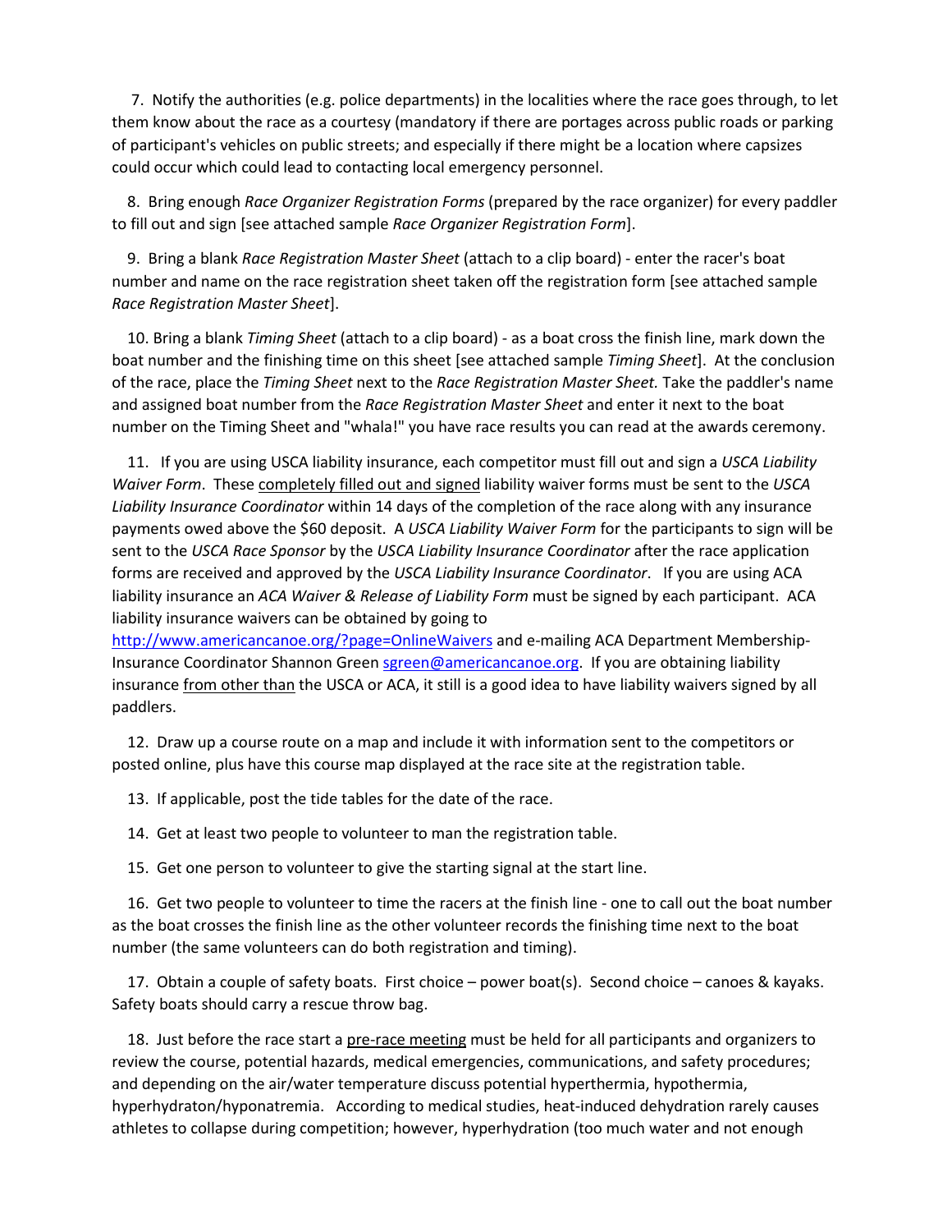7. Notify the authorities (e.g. police departments) in the localities where the race goes through, to let them know about the race as a courtesy (mandatory if there are portages across public roads or parking of participant's vehicles on public streets; and especially if there might be a location where capsizes could occur which could lead to contacting local emergency personnel.

8. Bring enough *Race Organizer Registration Forms* (prepared by the race organizer) for every paddler to fill out and sign [see attached sample *Race Organizer Registration Form*].

9. Bring a blank *Race Registration Master Sheet* (attach to a clip board) - enter the racer's boat number and name on the race registration sheet taken off the registration form [see attached sample *Race Registration Master Sheet*].

10. Bring a blank *Timing Sheet* (attach to a clip board) - as a boat cross the finish line, mark down the boat number and the finishing time on this sheet [see attached sample *Timing Sheet*]. At the conclusion of the race, place the *Timing Sheet* next to the *Race Registration Master Sheet.* Take the paddler's name and assigned boat number from the *Race Registration Master Sheet* and enter it next to the boat number on the Timing Sheet and "whala!" you have race results you can read at the awards ceremony.

11. If you are using USCA liability insurance, each competitor must fill out and sign a *USCA Liability Waiver Form*. These <u>completely filled out and signed</u> liability waiver forms must be sent to the *USCA Liability Insurance Coordinator* within 14 days of the completion of the race along with any insurance payments owed above the $60 deposit. A *USCA Liability Waiver Form* for the participants to sign will be sent to the *USCA Race Sponsor* by the *USCA Liability Insurance Coordinator* after the race application forms are received and approved by the *USCA Liability Insurance Coordinator*. If you are using ACA liability insurance an *ACA Waiver & Release of Liability Form* must be signed by each participant. ACA liability insurance waivers can be obtained by going to http://www.americancanoe.org/?page=OnlineWaivers and e-mailing ACA Department Membership-Insurance Coordinator Shannon Green sgreen@americancanoe.org. If you are obtaining liability insurance <u>from other than</u> the USCA or ACA, it still is a good idea to have liability waivers signed by all paddlers.

12. Draw up a course route on a map and include it with information sent to the competitors or posted online, plus have this course map displayed at the race site at the registration table.

13. If applicable, post the tide tables for the date of the race.

14. Get at least two people to volunteer to man the registration table.

15. Get one person to volunteer to give the starting signal at the start line.

16. Get two people to volunteer to time the racers at the finish line - one to call out the boat number as the boat crosses the finish line as the other volunteer records the finishing time next to the boat number (the same volunteers can do both registration and timing).

17. Obtain a couple of safety boats. First choice – power boat(s). Second choice – canoes & kayaks. Safety boats should carry a rescue throw bag.

18. Just before the race start a <u>pre-race meeting</u> must be held for all participants and organizers to review the course, potential hazards, medical emergencies, communications, and safety procedures; and depending on the air/water temperature discuss potential hyperthermia, hypothermia, hyperhydraton/hyponatremia. According to medical studies, heat-induced dehydration rarely causes athletes to collapse during competition; however, hyperhydration (too much water and not enough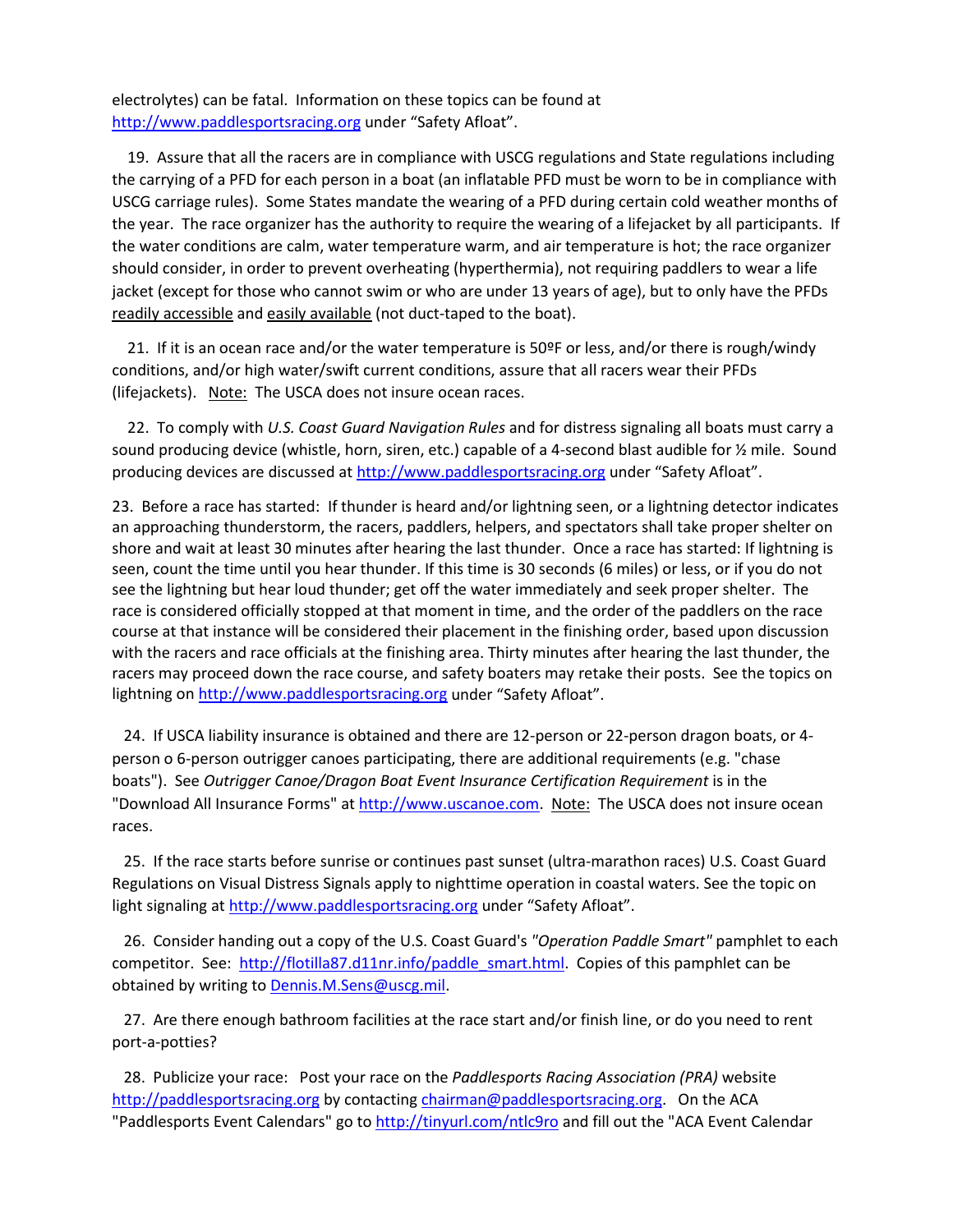electrolytes) can be fatal. Information on these topics can be found at http://www.paddlesportsracing.org under “Safety Afloat”.

19. Assure that all the racers are in compliance with USCG regulations and State regulations including the carrying of a PFD for each person in a boat (an inflatable PFD must be worn to be in compliance with USCG carriage rules). Some States mandate the wearing of a PFD during certain cold weather months of the year. The race organizer has the authority to require the wearing of a lifejacket by all participants. If the water conditions are calm, water temperature warm, and air temperature is hot; the race organizer should consider, in order to prevent overheating (hyperthermia), not requiring paddlers to wear a life jacket (except for those who cannot swim or who are under 13 years of age), but to only have the PFDs readily accessible and easily available (not duct-taped to the boat).

21. If it is an ocean race and/or the water temperature is 50ºF or less, and/or there is rough/windy conditions, and/or high water/swift current conditions, assure that all racers wear their PFDs (lifejackets). Note: The USCA does not insure ocean races.

22. To comply with *U.S. Coast Guard Navigation Rules* and for distress signaling all boats must carry a sound producing device (whistle, horn, siren, etc.) capable of a 4-second blast audible for ½ mile. Sound producing devices are discussed at http://www.paddlesportsracing.org under “Safety Afloat”.

23. Before a race has started: If thunder is heard and/or lightning seen, or a lightning detector indicates an approaching thunderstorm, the racers, paddlers, helpers, and spectators shall take proper shelter on shore and wait at least 30 minutes after hearing the last thunder. Once a race has started: If lightning is seen, count the time until you hear thunder. If this time is 30 seconds (6 miles) or less, or if you do not see the lightning but hear loud thunder; get off the water immediately and seek proper shelter. The race is considered officially stopped at that moment in time, and the order of the paddlers on the race course at that instance will be considered their placement in the finishing order, based upon discussion with the racers and race officials at the finishing area. Thirty minutes after hearing the last thunder, the racers may proceed down the race course, and safety boaters may retake their posts. See the topics on lightning on http://www.paddlesportsracing.org under “Safety Afloat”.

24. If USCA liability insurance is obtained and there are 12-person or 22-person dragon boats, or 4-person o 6-person outrigger canoes participating, there are additional requirements (e.g. "chase boats"). See *Outrigger Canoe/Dragon Boat Event Insurance Certification Requirement* is in the "Download All Insurance Forms" at http://www.uscanoe.com. Note: The USCA does not insure ocean races.

25. If the race starts before sunrise or continues past sunset (ultra-marathon races) U.S. Coast Guard Regulations on Visual Distress Signals apply to nighttime operation in coastal waters. See the topic on light signaling at http://www.paddlesportsracing.org under “Safety Afloat”.

26. Consider handing out a copy of the U.S. Coast Guard's *"Operation Paddle Smart"* pamphlet to each competitor. See: http://flotilla87.d11nr.info/paddle_smart.html. Copies of this pamphlet can be obtained by writing to Dennis.M.Sens@uscg.mil.

27. Are there enough bathroom facilities at the race start and/or finish line, or do you need to rent port-a-potties?

28. Publicize your race: Post your race on the *Paddlesports Racing Association (PRA)* website http://paddlesportsracing.org by contacting chairman@paddlesportsracing.org. On the ACA "Paddlesports Event Calendars" go to http://tinyurl.com/ntlc9ro and fill out the "ACA Event Calendar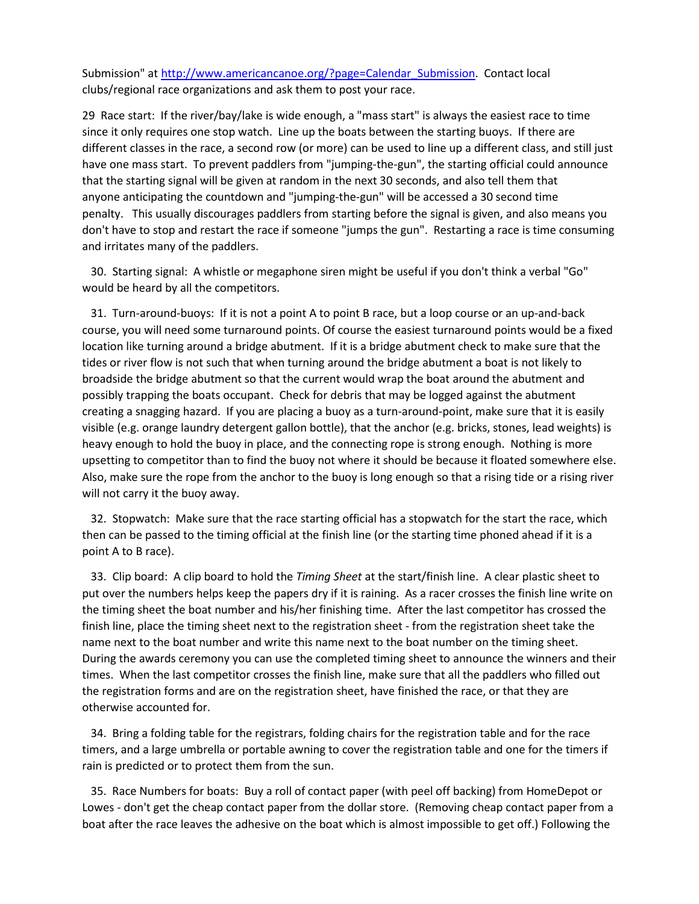Submission" at http://www.americancanoe.org/?page=Calendar_Submission. Contact local clubs/regional race organizations and ask them to post your race.

29 Race start: If the river/bay/lake is wide enough, a "mass start" is always the easiest race to time since it only requires one stop watch. Line up the boats between the starting buoys. If there are different classes in the race, a second row (or more) can be used to line up a different class, and still just have one mass start. To prevent paddlers from "jumping-the-gun", the starting official could announce that the starting signal will be given at random in the next 30 seconds, and also tell them that anyone anticipating the countdown and "jumping-the-gun" will be accessed a 30 second time penalty. This usually discourages paddlers from starting before the signal is given, and also means you don't have to stop and restart the race if someone "jumps the gun". Restarting a race is time consuming and irritates many of the paddlers.

30. Starting signal: A whistle or megaphone siren might be useful if you don't think a verbal "Go" would be heard by all the competitors.

31. Turn-around-buoys: If it is not a point A to point B race, but a loop course or an up-and-back course, you will need some turnaround points. Of course the easiest turnaround points would be a fixed location like turning around a bridge abutment. If it is a bridge abutment check to make sure that the tides or river flow is not such that when turning around the bridge abutment a boat is not likely to broadside the bridge abutment so that the current would wrap the boat around the abutment and possibly trapping the boats occupant. Check for debris that may be logged against the abutment creating a snagging hazard. If you are placing a buoy as a turn-around-point, make sure that it is easily visible (e.g. orange laundry detergent gallon bottle), that the anchor (e.g. bricks, stones, lead weights) is heavy enough to hold the buoy in place, and the connecting rope is strong enough. Nothing is more upsetting to competitor than to find the buoy not where it should be because it floated somewhere else. Also, make sure the rope from the anchor to the buoy is long enough so that a rising tide or a rising river will not carry it the buoy away.

32. Stopwatch: Make sure that the race starting official has a stopwatch for the start the race, which then can be passed to the timing official at the finish line (or the starting time phoned ahead if it is a point A to B race).

33. Clip board: A clip board to hold the *Timing Sheet* at the start/finish line. A clear plastic sheet to put over the numbers helps keep the papers dry if it is raining. As a racer crosses the finish line write on the timing sheet the boat number and his/her finishing time. After the last competitor has crossed the finish line, place the timing sheet next to the registration sheet - from the registration sheet take the name next to the boat number and write this name next to the boat number on the timing sheet. During the awards ceremony you can use the completed timing sheet to announce the winners and their times. When the last competitor crosses the finish line, make sure that all the paddlers who filled out the registration forms and are on the registration sheet, have finished the race, or that they are otherwise accounted for.

34. Bring a folding table for the registrars, folding chairs for the registration table and for the race timers, and a large umbrella or portable awning to cover the registration table and one for the timers if rain is predicted or to protect them from the sun.

35. Race Numbers for boats: Buy a roll of contact paper (with peel off backing) from HomeDepot or Lowes - don't get the cheap contact paper from the dollar store. (Removing cheap contact paper from a boat after the race leaves the adhesive on the boat which is almost impossible to get off.) Following the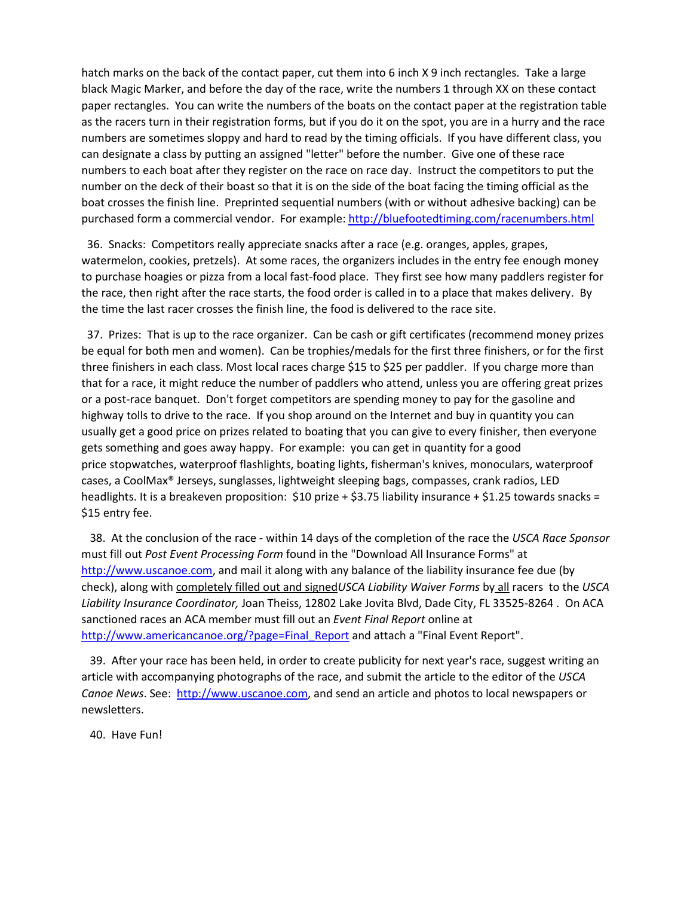hatch marks on the back of the contact paper, cut them into 6 inch X 9 inch rectangles. Take a large black Magic Marker, and before the day of the race, write the numbers 1 through XX on these contact paper rectangles. You can write the numbers of the boats on the contact paper at the registration table as the racers turn in their registration forms, but if you do it on the spot, you are in a hurry and the race numbers are sometimes sloppy and hard to read by the timing officials. If you have different class, you can designate a class by putting an assigned "letter" before the number. Give one of these race numbers to each boat after they register on the race on race day. Instruct the competitors to put the number on the deck of their boast so that it is on the side of the boat facing the timing official as the boat crosses the finish line. Preprinted sequential numbers (with or without adhesive backing) can be purchased form a commercial vendor. For example: [http://bluefootedtiming.com/racenumbers.html](http://bluefootedtiming.com/racenumbers.html)

36. Snacks: Competitors really appreciate snacks after a race (e.g. oranges, apples, grapes, watermelon, cookies, pretzels). At some races, the organizers includes in the entry fee enough money to purchase hoagies or pizza from a local fast-food place. They first see how many paddlers register for the race, then right after the race starts, the food order is called in to a place that makes delivery. By the time the last racer crosses the finish line, the food is delivered to the race site.

37. Prizes: That is up to the race organizer. Can be cash or gift certificates (recommend money prizes be equal for both men and women). Can be trophies/medals for the first three finishers, or for the first three finishers in each class. Most local races charge $15 to $25 per paddler. If you charge more than that for a race, it might reduce the number of paddlers who attend, unless you are offering great prizes or a post-race banquet. Don't forget competitors are spending money to pay for the gasoline and highway tolls to drive to the race. If you shop around on the Internet and buy in quantity you can usually get a good price on prizes related to boating that you can give to every finisher, then everyone gets something and goes away happy. For example: you can get in quantity for a good price stopwatches, waterproof flashlights, boating lights, fisherman's knives, monoculars, waterproof cases, a CoolMax® Jerseys, sunglasses, lightweight sleeping bags, compasses, crank radios, LED headlights. It is a breakeven proposition: $10 prize + $3.75 liability insurance + $1.25 towards snacks = $15 entry fee.

38. At the conclusion of the race - within 14 days of the completion of the race the *USCA Race Sponsor* must fill out *Post Event Processing Form* found in the "Download All Insurance Forms" at [http://www.uscanoe.com](http://www.uscanoe.com), and mail it along with any balance of the liability insurance fee due (by check), along with <u>completely filled out and signed</u>*USCA Liability Waiver Forms* by <u>all</u> racers to the *USCA Liability Insurance Coordinator,* Joan Theiss, 12802 Lake Jovita Blvd, Dade City, FL 33525-8264 . On ACA sanctioned races an ACA member must fill out an *Event Final Report* online at [http://www.americancanoe.org/?page=Final_Report](http://www.americancanoe.org/?page=Final_Report) and attach a "Final Event Report".

39. After your race has been held, in order to create publicity for next year's race, suggest writing an article with accompanying photographs of the race, and submit the article to the editor of the *USCA Canoe News*. See: [http://www.uscanoe.com](http://www.uscanoe.com), and send an article and photos to local newspapers or newsletters.

40. Have Fun!